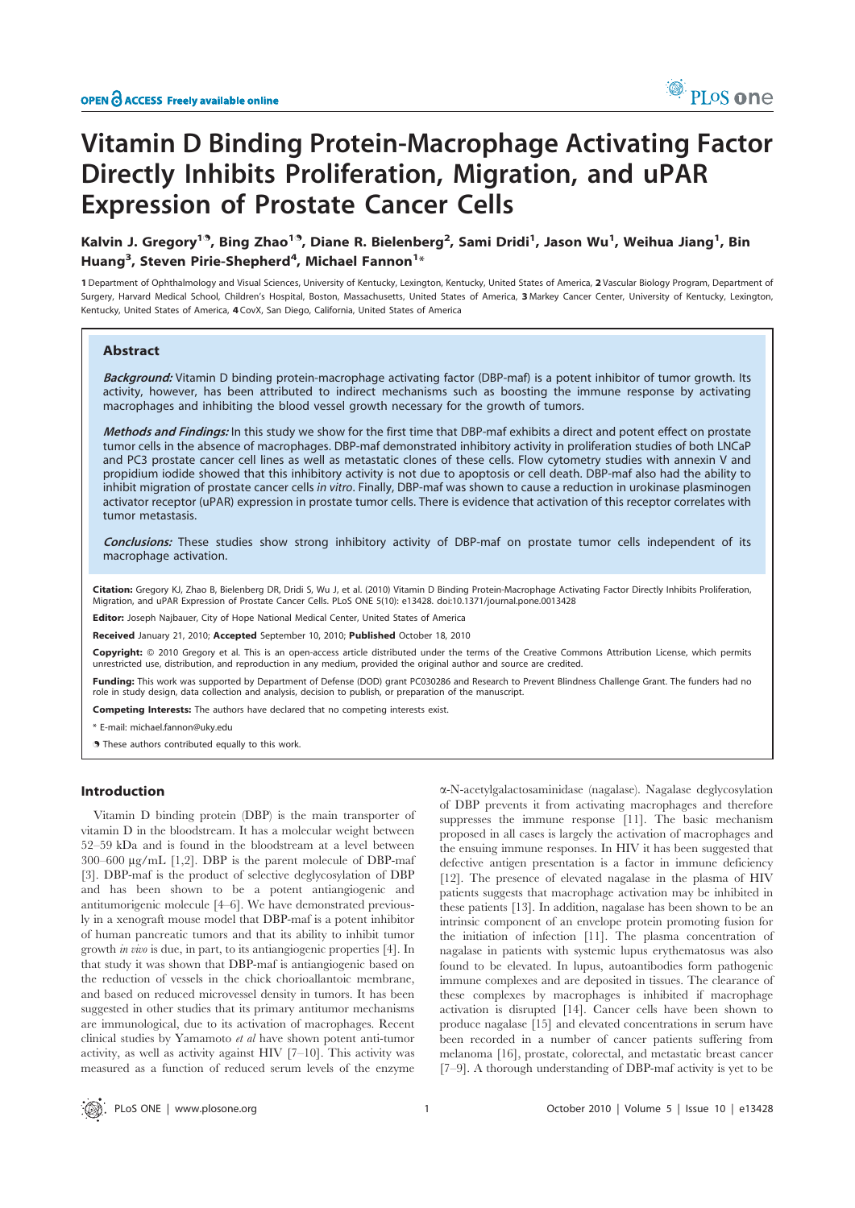# Vitamin D Binding Protein-Macrophage Activating Factor Directly Inhibits Proliferation, Migration, and uPAR Expression of Prostate Cancer Cells

**Kalvin J. Gregory[1,9], Bing Zhao[1,9], Diane R. Bielenberg[2], Sami Dridi[1], Jason Wu[1], Weihua Jiang[1], Bin Huang[3], Steven Pirie-Shepherd[4], Michael Fannon[1*]**

1 Department of Ophthalmology and Visual Sciences, University of Kentucky, Lexington, Kentucky, United States of America, 2 Vascular Biology Program, Department of Surgery, Harvard Medical School, Children's Hospital, Boston, Massachusetts, United States of America, 3 Markey Cancer Center, University of Kentucky, Lexington, Kentucky, United States of America, 4 CovX, San Diego, California, United States of America

## Abstract

***Background:*** Vitamin D binding protein-macrophage activating factor (DBP-maf) is a potent inhibitor of tumor growth. Its activity, however, has been attributed to indirect mechanisms such as boosting the immune response by activating macrophages and inhibiting the blood vessel growth necessary for the growth of tumors.

***Methods and Findings:*** In this study we show for the first time that DBP-maf exhibits a direct and potent effect on prostate tumor cells in the absence of macrophages. DBP-maf demonstrated inhibitory activity in proliferation studies of both LNCaP and PC3 prostate cancer cell lines as well as metastatic clones of these cells. Flow cytometry studies with annexin V and propidium iodide showed that this inhibitory activity is not due to apoptosis or cell death. DBP-maf also had the ability to inhibit migration of prostate cancer cells *in vitro*. Finally, DBP-maf was shown to cause a reduction in urokinase plasminogen activator receptor (uPAR) expression in prostate tumor cells. There is evidence that activation of this receptor correlates with tumor metastasis.

***Conclusions:*** These studies show strong inhibitory activity of DBP-maf on prostate tumor cells independent of its macrophage activation.

**Citation:** Gregory KJ, Zhao B, Bielenberg DR, Dridi S, Wu J, et al. (2010) Vitamin D Binding Protein-Macrophage Activating Factor Directly Inhibits Proliferation, Migration, and uPAR Expression of Prostate Cancer Cells. PLoS ONE 5(10): e13428. doi:10.1371/journal.pone.0013428

**Editor:** Joseph Najbauer, City of Hope National Medical Center, United States of America

**Received** January 21, 2010; **Accepted** September 10, 2010; **Published** October 18, 2010

**Copyright:** © 2010 Gregory et al. This is an open-access article distributed under the terms of the Creative Commons Attribution License, which permits unrestricted use, distribution, and reproduction in any medium, provided the original author and source are credited.

**Funding:** This work was supported by Department of Defense (DOD) grant PC030286 and Research to Prevent Blindness Challenge Grant. The funders had no role in study design, data collection and analysis, decision to publish, or preparation of the manuscript.

**Competing Interests:** The authors have declared that no competing interests exist.

\* E-mail: michael.fannon@uky.edu

9 These authors contributed equally to this work.

## Introduction

Vitamin D binding protein (DBP) is the main transporter of vitamin D in the bloodstream. It has a molecular weight between 52–59 kDa and is found in the bloodstream at a level between 300–600 µg/mL [1,2]. DBP is the parent molecule of DBP-maf [3]. DBP-maf is the product of selective deglycosylation of DBP and has been shown to be a potent antiangiogenic and antitumorigenic molecule [4–6]. We have demonstrated previously in a xenograft mouse model that DBP-maf is a potent inhibitor of human pancreatic tumors and that its ability to inhibit tumor growth *in vivo* is due, in part, to its antiangiogenic properties [4]. In that study it was shown that DBP-maf is antiangiogenic based on the reduction of vessels in the chick chorioallantoic membrane, and based on reduced microvessel density in tumors. It has been suggested in other studies that its primary antitumor mechanisms are immunological, due to its activation of macrophages. Recent clinical studies by Yamamoto *et al* have shown potent anti-tumor activity, as well as activity against HIV [7–10]. This activity was measured as a function of reduced serum levels of the enzyme α-N-acetylgalactosaminidase (nagalase). Nagalase deglycosylation of DBP prevents it from activating macrophages and therefore suppresses the immune response [11]. The basic mechanism proposed in all cases is largely the activation of macrophages and the ensuing immune responses. In HIV it has been suggested that defective antigen presentation is a factor in immune deficiency [12]. The presence of elevated nagalase in the plasma of HIV patients suggests that macrophage activation may be inhibited in these patients [13]. In addition, nagalase has been shown to be an intrinsic component of an envelope protein promoting fusion for the initiation of infection [11]. The plasma concentration of nagalase in patients with systemic lupus erythematosus was also found to be elevated. In lupus, autoantibodies form pathogenic immune complexes and are deposited in tissues. The clearance of these complexes by macrophages is inhibited if macrophage activation is disrupted [14]. Cancer cells have been shown to produce nagalase [15] and elevated concentrations in serum have been recorded in a number of cancer patients suffering from melanoma [16], prostate, colorectal, and metastatic breast cancer [7–9]. A thorough understanding of DBP-maf activity is yet to be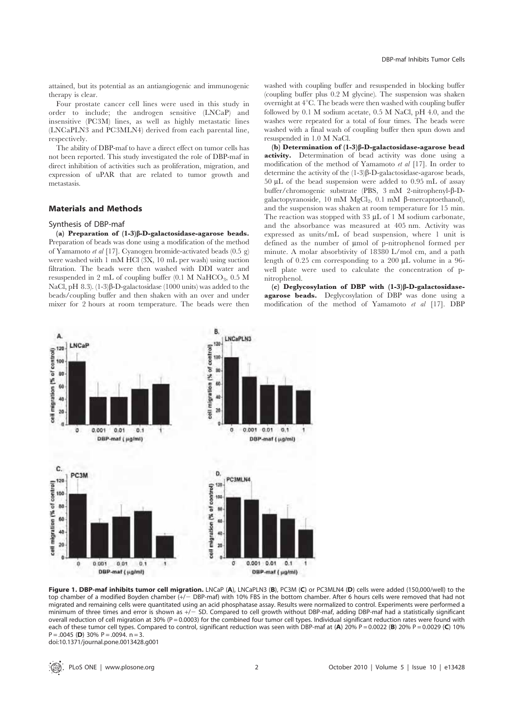attained, but its potential as an antiangiogenic and immunogenic therapy is clear.

Four prostate cancer cell lines were used in this study in order to include; the androgen sensitive (LNCaP) and insensitive (PC3M) lines, as well as highly metastatic lines (LNCaPLN3 and PC3MLN4) derived from each parental line, respectively.

The ability of DBP-maf to have a direct effect on tumor cells has not been reported. This study investigated the role of DBP-maf in direct inhibition of activities such as proliferation, migration, and expression of uPAR that are related to tumor growth and metastasis.

## Materials and Methods

### Synthesis of DBP-maf

**(a) Preparation of (1-3)β-D-galactosidase-agarose beads.** Preparation of beads was done using a modification of the method of Yamamoto *et al* [17]. Cyanogen bromide-activated beads (0.5 g) were washed with 1 mM HCl (3X, 10 mL per wash) using suction filtration. The beads were then washed with DDI water and resuspended in 2 mL of coupling buffer (0.1 M $NaHCO_3$, 0.5 M NaCl, pH 8.3). (1-3)β-D-galactosidase (1000 units) was added to the beads/coupling buffer and then shaken with an over and under mixer for 2 hours at room temperature. The beads were then washed with coupling buffer and resuspended in blocking buffer (coupling buffer plus 0.2 M glycine). The suspension was shaken overnight at 4°C. The beads were then washed with coupling buffer followed by 0.1 M sodium acetate, 0.5 M NaCl, pH 4.0, and the washes were repeated for a total of four times. The beads were washed with a final wash of coupling buffer then spun down and resuspended in 1.0 M NaCl.

**(b) Determination of (1-3)β-D-galactosidase-agarose bead activity.** Determination of bead activity was done using a modification of the method of Yamamoto *et al* [17]. In order to determine the activity of the (1-3)β-D-galactosidase-agarose beads, 50 µL of the bead suspension were added to 0.95 mL of assay buffer/chromogenic substrate (PBS, 3 mM 2-nitrophenyl-β-D-galactopyranoside, 10 mM $MgCl_2$, 0.1 mM β-mercaptoethanol), and the suspension was shaken at room temperature for 15 min. The reaction was stopped with 33 µL of 1 M sodium carbonate, and the absorbance was measured at 405 nm. Activity was expressed as units/mL of bead suspension, where 1 unit is defined as the number of µmol of p-nitrophenol formed per minute. A molar absorbtivity of 18380 L/mol cm, and a path length of 0.25 cm corresponding to a 200 µL volume in a 96-well plate were used to calculate the concentration of p-nitrophenol.

**(c) Deglycosylation of DBP with (1-3)β-D-galactosidase-agarose beads.** Deglycosylation of DBP was done using a modification of the method of Yamamoto *et al* [17]. DBP

**Figure 1. DBP-maf inhibits tumor cell migration.** LNCaP (**A**), LNCaPLN3 (**B**), PC3M (**C**) or PC3MLN4 (**D**) cells were added (150,000/well) to the top chamber of a modified Boyden chamber (+/− DBP-maf) with 10% FBS in the bottom chamber. After 6 hours cells were removed that had not migrated and remaining cells were quantitated using an acid phosphatase assay. Results were normalized to control. Experiments were performed a minimum of three times and error is shown as +/− SD. Compared to cell growth without DBP-maf, adding DBP-maf had a statistically significant overall reduction of cell migration at 30% (P = 0.0003) for the combined four tumor cell types. Individual significant reduction rates were found with each of these tumor cell types. Compared to control, significant reduction was seen with DBP-maf at (**A**) 20% P = 0.0022 (**B**) 20% P = 0.0029 (**C**) 10% P = .0045 (**D**) 30% P = .0094. n = 3.
doi:10.1371/journal.pone.0013428.g001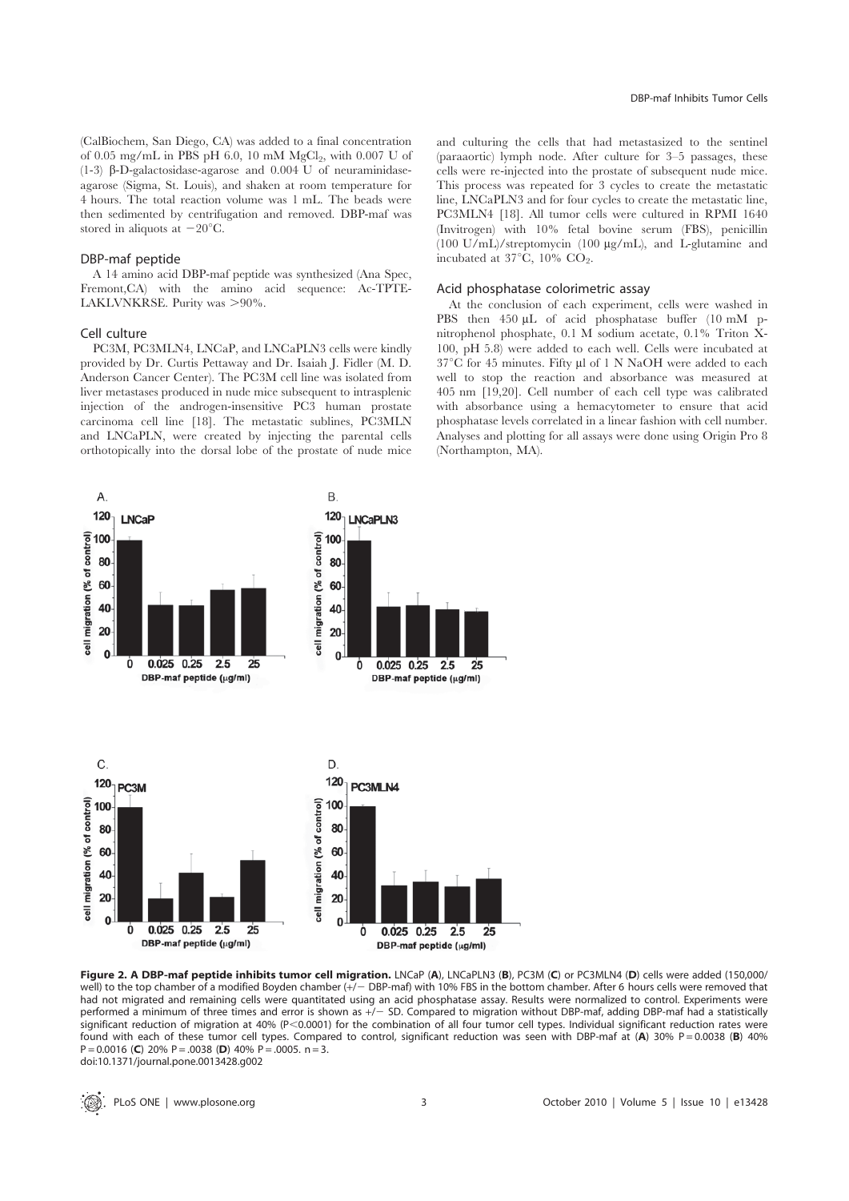(CalBiochem, San Diego, CA) was added to a final concentration of 0.05 mg/mL in PBS pH 6.0, 10 mM $MgCl_2$, with 0.007 U of (1-3) β-D-galactosidase-agarose and 0.004 U of neuraminidase-agarose (Sigma, St. Louis), and shaken at room temperature for 4 hours. The total reaction volume was 1 mL. The beads were then sedimented by centrifugation and removed. DBP-maf was stored in aliquots at −20°C.

### DBP-maf peptide

A 14 amino acid DBP-maf peptide was synthesized (Ana Spec, Fremont,CA) with the amino acid sequence: Ac-TPTE-LAKLVNKRSE. Purity was >90%.

### Cell culture

PC3M, PC3MLN4, LNCaP, and LNCaPLN3 cells were kindly provided by Dr. Curtis Pettaway and Dr. Isaiah J. Fidler (M. D. Anderson Cancer Center). The PC3M cell line was isolated from liver metastases produced in nude mice subsequent to intrasplenic injection of the androgen-insensitive PC3 human prostate carcinoma cell line [18]. The metastatic sublines, PC3MLN and LNCaPLN, were created by injecting the parental cells orthotopically into the dorsal lobe of the prostate of nude mice and culturing the cells that had metastasized to the sentinel (paraaortic) lymph node. After culture for 3–5 passages, these cells were re-injected into the prostate of subsequent nude mice. This process was repeated for 3 cycles to create the metastatic line, LNCaPLN3 and for four cycles to create the metastatic line, PC3MLN4 [18]. All tumor cells were cultured in RPMI 1640 (Invitrogen) with 10% fetal bovine serum (FBS), penicillin (100 U/mL)/streptomycin (100 µg/mL), and L-glutamine and incubated at 37°C, 10% $CO_2$.

### Acid phosphatase colorimetric assay

At the conclusion of each experiment, cells were washed in PBS then 450 µL of acid phosphatase buffer (10 mM p-nitrophenol phosphate, 0.1 M sodium acetate, 0.1% Triton X-100, pH 5.8) were added to each well. Cells were incubated at 37°C for 45 minutes. Fifty µl of 1 N NaOH were added to each well to stop the reaction and absorbance was measured at 405 nm [19,20]. Cell number of each cell type was calibrated with absorbance using a hemacytometer to ensure that acid phosphatase levels correlated in a linear fashion with cell number. Analyses and plotting for all assays were done using Origin Pro 8 (Northampton, MA).

**Figure 2. A DBP-maf peptide inhibits tumor cell migration.** LNCaP (**A**), LNCaPLN3 (**B**), PC3M (**C**) or PC3MLN4 (**D**) cells were added (150,000/well) to the top chamber of a modified Boyden chamber (+/− DBP-maf) with 10% FBS in the bottom chamber. After 6 hours cells were removed that had not migrated and remaining cells were quantitated using an acid phosphatase assay. Results were normalized to control. Experiments were performed a minimum of three times and error is shown as +/− SD. Compared to migration without DBP-maf, adding DBP-maf had a statistically significant reduction of migration at 40% ($P<0.0001$) for the combination of all four tumor cell types. Individual significant reduction rates were found with each of these tumor cell types. Compared to control, significant reduction was seen with DBP-maf at (**A**) 30% $P=0.0038$ (**B**) 40% $P=0.0016$ (**C**) 20% $P=.0038$ (**D**) 40% $P=.0005$. n = 3.
doi:10.1371/journal.pone.0013428.g002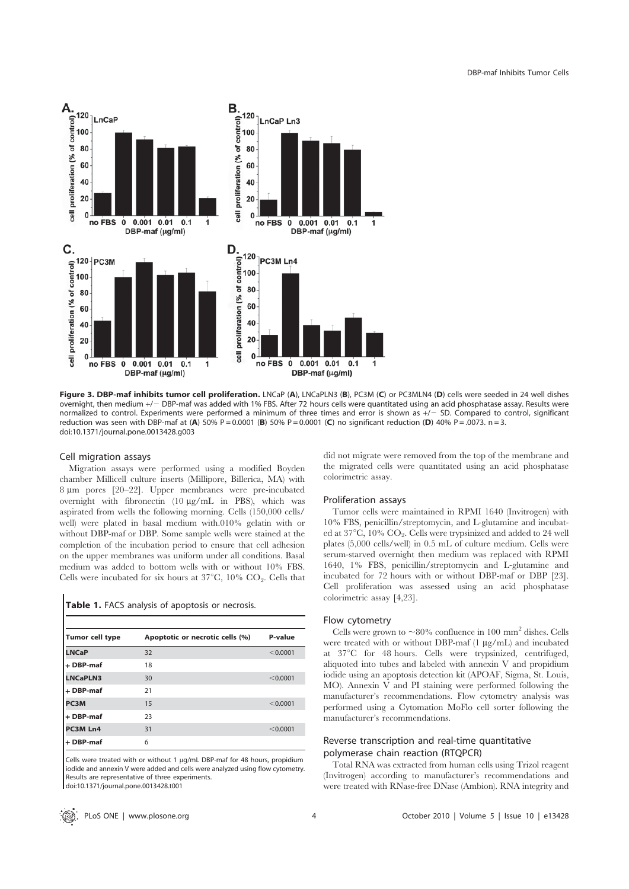**Figure 3. DBP-maf inhibits tumor cell proliferation.** LNCaP (**A**), LNCaPLN3 (**B**), PC3M (**C**) or PC3MLN4 (**D**) cells were seeded in 24 well dishes overnight, then medium +/− DBP-maf was added with 1% FBS. After 72 hours cells were quantitated using an acid phosphatase assay. Results were normalized to control. Experiments were performed a minimum of three times and error is shown as +/− SD. Compared to control, significant reduction was seen with DBP-maf at (**A**) 50% P = 0.0001 (**B**) 50% P = 0.0001 (**C**) no significant reduction (**D**) 40% P = .0073. n = 3.
doi:10.1371/journal.pone.0013428.g003

### Cell migration assays

Migration assays were performed using a modified Boyden chamber Millicell culture inserts (Millipore, Billerica, MA) with 8 µm pores [20–22]. Upper membranes were pre-incubated overnight with fibronectin (10 µg/mL in PBS), which was aspirated from wells the following morning. Cells (150,000 cells/well) were plated in basal medium with.010% gelatin with or without DBP-maf or DBP. Some sample wells were stained at the completion of the incubation period to ensure that cell adhesion on the upper membranes was uniform under all conditions. Basal medium was added to bottom wells with or without 10% FBS. Cells were incubated for six hours at 37°C, 10% $CO_2$. Cells that did not migrate were removed from the top of the membrane and the migrated cells were quantitated using an acid phosphatase colorimetric assay.

**Table 1.** FACS analysis of apoptosis or necrosis.

| Tumor cell type | Apoptotic or necrotic cells (%) | P-value |
|---|---|---|
| **LNCaP** | 32 | <0.0001 |
| **+ DBP-maf** | 18 | |
| **LNCaPLN3** | 30 | <0.0001 |
| **+ DBP-maf** | 21 | |
| **PC3M** | 15 | <0.0001 |
| **+ DBP-maf** | 23 | |
| **PC3M Ln4** | 31 | <0.0001 |
| **+ DBP-maf** | 6 | |

Cells were treated with or without 1 µg/mL DBP-maf for 48 hours, propidium iodide and annexin V were added and cells were analyzed using flow cytometry. Results are representative of three experiments.
doi:10.1371/journal.pone.0013428.t001

### Proliferation assays

Tumor cells were maintained in RPMI 1640 (Invitrogen) with 10% FBS, penicillin/streptomycin, and L-glutamine and incubated at 37°C, 10% $CO_2$. Cells were trypsinized and added to 24 well plates (5,000 cells/well) in 0.5 mL of culture medium. Cells were serum-starved overnight then medium was replaced with RPMI 1640, 1% FBS, penicillin/streptomycin and L-glutamine and incubated for 72 hours with or without DBP-maf or DBP [23]. Cell proliferation was assessed using an acid phosphatase colorimetric assay [4,23].

### Flow cytometry

Cells were grown to ~80% confluence in 100 $mm^2$ dishes. Cells were treated with or without DBP-maf (1 µg/mL) and incubated at 37°C for 48 hours. Cells were trypsinized, centrifuged, aliquoted into tubes and labeled with annexin V and propidium iodide using an apoptosis detection kit (APOAF, Sigma, St. Louis, MO). Annexin V and PI staining were performed following the manufacturer's recommendations. Flow cytometry analysis was performed using a Cytomation MoFlo cell sorter following the manufacturer's recommendations.

### Reverse transcription and real-time quantitative polymerase chain reaction (RTQPCR)

Total RNA was extracted from human cells using Trizol reagent (Invitrogen) according to manufacturer's recommendations and were treated with RNase-free DNase (Ambion). RNA integrity and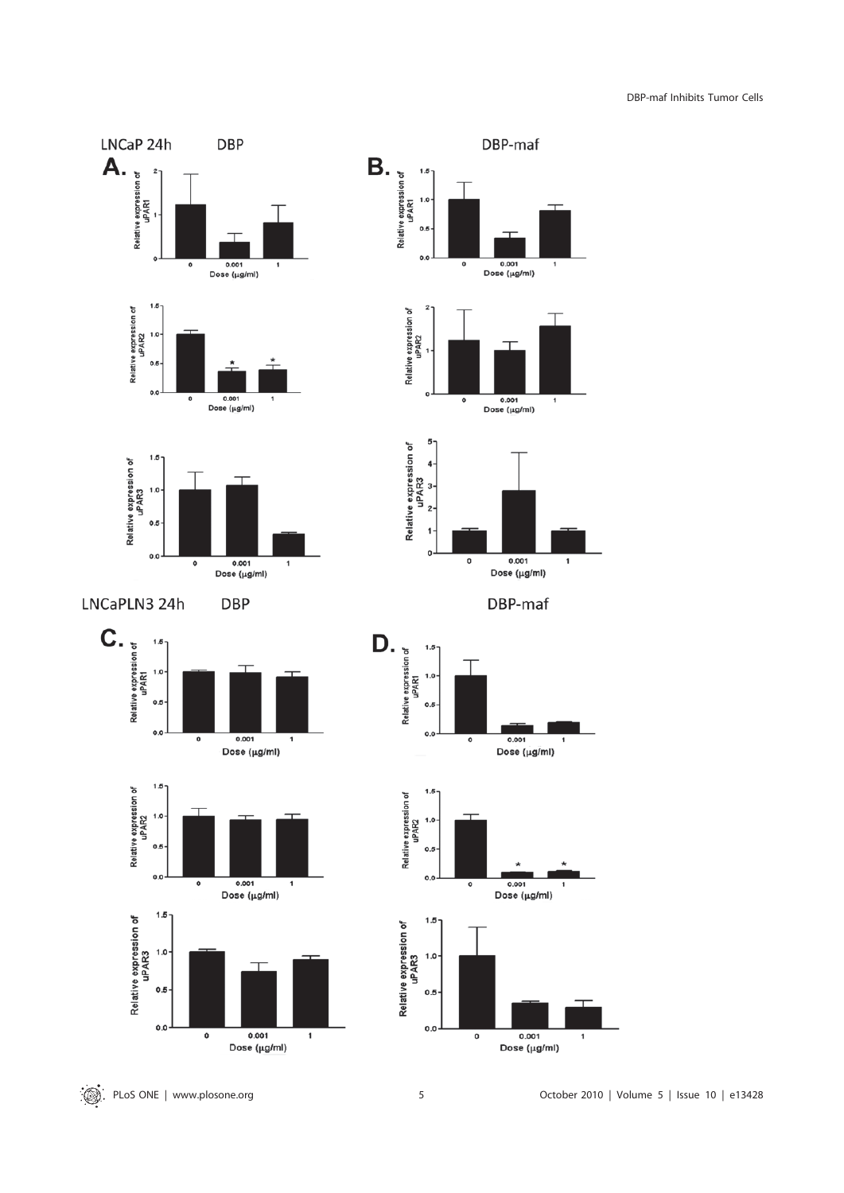LNCaP 24h DBP

DBP-maf

**A.**

Relative expression of uPAR1

Dose (μg/ml)

Relative expression of uPAR2

Dose (μg/ml)

Relative expression of uPAR3

Dose (μg/ml)

**B.**

Relative expression of uPAR1

Dose (μg/ml)

Relative expression of uPAR2

Dose (μg/ml)

Relative expression of uPAR3

Dose (μg/ml)

LNCaPLN3 24h DBP

DBP-maf

**C.**

Relative expression of uPAR1

Dose (μg/ml)

Relative expression of uPAR2

Dose (μg/ml)

Relative expression of uPAR3

Dose (μg/ml)

**D.**

Relative expression of uPAR1

Dose (μg/ml)

Relative expression of uPAR2

Dose (μg/ml)

Relative expression of uPAR3

Dose (μg/ml)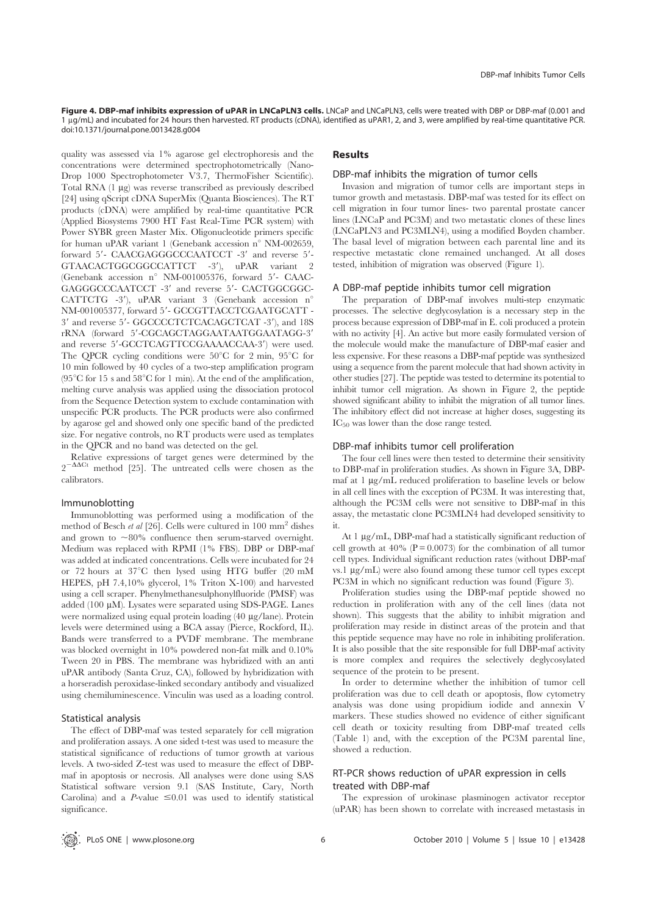**Figure 4. DBP-maf inhibits expression of uPAR in LNCaPLN3 cells.** LNCaP and LNCaPLN3, cells were treated with DBP or DBP-maf (0.001 and 1 µg/mL) and incubated for 24 hours then harvested. RT products (cDNA), identified as uPAR1, 2, and 3, were amplified by real-time quantitative PCR. doi:10.1371/journal.pone.0013428.g004

quality was assessed via 1% agarose gel electrophoresis and the concentrations were determined spectrophotometrically (Nano-Drop 1000 Spectrophotometer V3.7, ThermoFisher Scientific). Total RNA (1 µg) was reverse transcribed as previously described [24] using qScript cDNA SuperMix (Quanta Biosciences). The RT products (cDNA) were amplified by real-time quantitative PCR (Applied Biosystems 7900 HT Fast Real-Time PCR system) with Power SYBR green Master Mix. Oligonucleotide primers specific for human uPAR variant 1 (Genebank accession n° NM-002659, forward 5′- CAACGAGGGCCCAATCCT -3′ and reverse 5′- GTAACACTGGCGGCCATTCT -3′), uPAR variant 2 (Genebank accession n° NM-001005376, forward 5′- CAAC-GAGGGCCCAATCCT -3′ and reverse 5′- CACTGGCGGC-CATTCTG -3′), uPAR variant 3 (Genebank accession n° NM-001005377, forward 5′- GCCGTTACCTCGAATGCATT - 3′ and reverse 5′- GGCCCCTCTCACAGCTCAT -3′), and 18S rRNA (forward 5′-CGCAGCTAGGAATAATGGAATAGG-3′ and reverse 5′-GCCTCAGTTCCGAAAACCAA-3′) were used. The QPCR cycling conditions were 50°C for 2 min, 95°C for 10 min followed by 40 cycles of a two-step amplification program (95°C for 15 s and 58°C for 1 min). At the end of the amplification, melting curve analysis was applied using the dissociation protocol from the Sequence Detection system to exclude contamination with unspecific PCR products. The PCR products were also confirmed by agarose gel and showed only one specific band of the predicted size. For negative controls, no RT products were used as templates in the QPCR and no band was detected on the gel.

Relative expressions of target genes were determined by the $2^{-\Delta\Delta Ct}$ method [25]. The untreated cells were chosen as the calibrators.

### Immunoblotting

Immunoblotting was performed using a modification of the method of Besch *et al* [26]. Cells were cultured in 100 $mm^2$ dishes and grown to ~80% confluence then serum-starved overnight. Medium was replaced with RPMI (1% FBS). DBP or DBP-maf was added at indicated concentrations. Cells were incubated for 24 or 72 hours at 37°C then lysed using HTG buffer (20 mM HEPES, pH 7.4,10% glycerol, 1% Triton X-100) and harvested using a cell scraper. Phenylmethanesulphonylfluoride (PMSF) was added (100 µM). Lysates were separated using SDS-PAGE. Lanes were normalized using equal protein loading (40 µg/lane). Protein levels were determined using a BCA assay (Pierce, Rockford, IL). Bands were transferred to a PVDF membrane. The membrane was blocked overnight in 10% powdered non-fat milk and 0.10% Tween 20 in PBS. The membrane was hybridized with an anti uPAR antibody (Santa Cruz, CA), followed by hybridization with a horseradish peroxidase-linked secondary antibody and visualized using chemiluminescence. Vinculin was used as a loading control.

### Statistical analysis

The effect of DBP-maf was tested separately for cell migration and proliferation assays. A one sided t-test was used to measure the statistical significance of reductions of tumor growth at various levels. A two-sided Z-test was used to measure the effect of DBP-maf in apoptosis or necrosis. All analyses were done using SAS Statistical software version 9.1 (SAS Institute, Cary, North Carolina) and a *P*-value $\leq 0.01$ was used to identify statistical significance.

## Results

### DBP-maf inhibits the migration of tumor cells

Invasion and migration of tumor cells are important steps in tumor growth and metastasis. DBP-maf was tested for its effect on cell migration in four tumor lines- two parental prostate cancer lines (LNCaP and PC3M) and two metastatic clones of these lines (LNCaPLN3 and PC3MLN4), using a modified Boyden chamber. The basal level of migration between each parental line and its respective metastatic clone remained unchanged. At all doses tested, inhibition of migration was observed (Figure 1).

### A DBP-maf peptide inhibits tumor cell migration

The preparation of DBP-maf involves multi-step enzymatic processes. The selective deglycosylation is a necessary step in the process because expression of DBP-maf in E. coli produced a protein with no activity [4]. An active but more easily formulated version of the molecule would make the manufacture of DBP-maf easier and less expensive. For these reasons a DBP-maf peptide was synthesized using a sequence from the parent molecule that had shown activity in other studies [27]. The peptide was tested to determine its potential to inhibit tumor cell migration. As shown in Figure 2, the peptide showed significant ability to inhibit the migration of all tumor lines. The inhibitory effect did not increase at higher doses, suggesting its $IC_{50}$ was lower than the dose range tested.

### DBP-maf inhibits tumor cell proliferation

The four cell lines were then tested to determine their sensitivity to DBP-maf in proliferation studies. As shown in Figure 3A, DBP-maf at 1 µg/mL reduced proliferation to baseline levels or below in all cell lines with the exception of PC3M. It was interesting that, although the PC3M cells were not sensitive to DBP-maf in this assay, the metastatic clone PC3MLN4 had developed sensitivity to it.

At 1 µg/mL, DBP-maf had a statistically significant reduction of cell growth at 40% (P = 0.0073) for the combination of all tumor cell types. Individual significant reduction rates (without DBP-maf vs.1 µg/mL) were also found among these tumor cell types except PC3M in which no significant reduction was found (Figure 3).

Proliferation studies using the DBP-maf peptide showed no reduction in proliferation with any of the cell lines (data not shown). This suggests that the ability to inhibit migration and proliferation may reside in distinct areas of the protein and that this peptide sequence may have no role in inhibiting proliferation. It is also possible that the site responsible for full DBP-maf activity is more complex and requires the selectively deglycosylated sequence of the protein to be present.

In order to determine whether the inhibition of tumor cell proliferation was due to cell death or apoptosis, flow cytometry analysis was done using propidium iodide and annexin V markers. These studies showed no evidence of either significant cell death or toxicity resulting from DBP-maf treated cells (Table 1) and, with the exception of the PC3M parental line, showed a reduction.

### RT-PCR shows reduction of uPAR expression in cells treated with DBP-maf

The expression of urokinase plasminogen activator receptor (uPAR) has been shown to correlate with increased metastasis in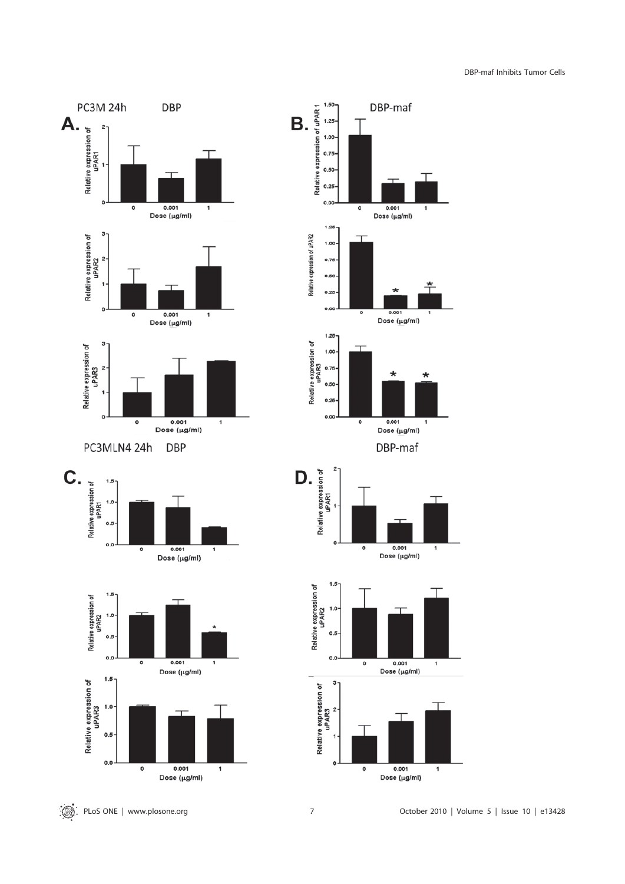PC3M 24h DBP

**A.**

Relative expression of uPAR1

Dose (μg/ml): 0, 0.001, 1

Relative expression of uPAR2

Dose (μg/ml): 0, 0.001, 1

Relative expression of uPAR3

Dose (μg/ml): 0, 0.001, 1

DBP-maf

**B.**

Relative expression of uPAR 1

Dose (μg/ml): 0, 0.001, 1

Relative expression of uPAR2

Dose (μg/ml): 0, 0.001, 1

Relative expression of uPAR3

Dose (μg/ml): 0, 0.001, 1

PC3MLN4 24h DBP

**C.**

Relative expression of uPAR1

Dose (μg/ml): 0, 0.001, 1

Relative expression of uPAR2

Dose (μg/ml): 0, 0.001, 1

Relative expression of uPAR3

Dose (μg/ml): 0, 0.001, 1

DBP-maf

**D.**

Relative expression of uPAR1

Dose (μg/ml): 0, 0.001, 1

Relative expression of uPAR2

Dose (μg/ml): 0, 0.001, 1

Relative expression of uPAR3

Dose (μg/ml): 0, 0.001, 1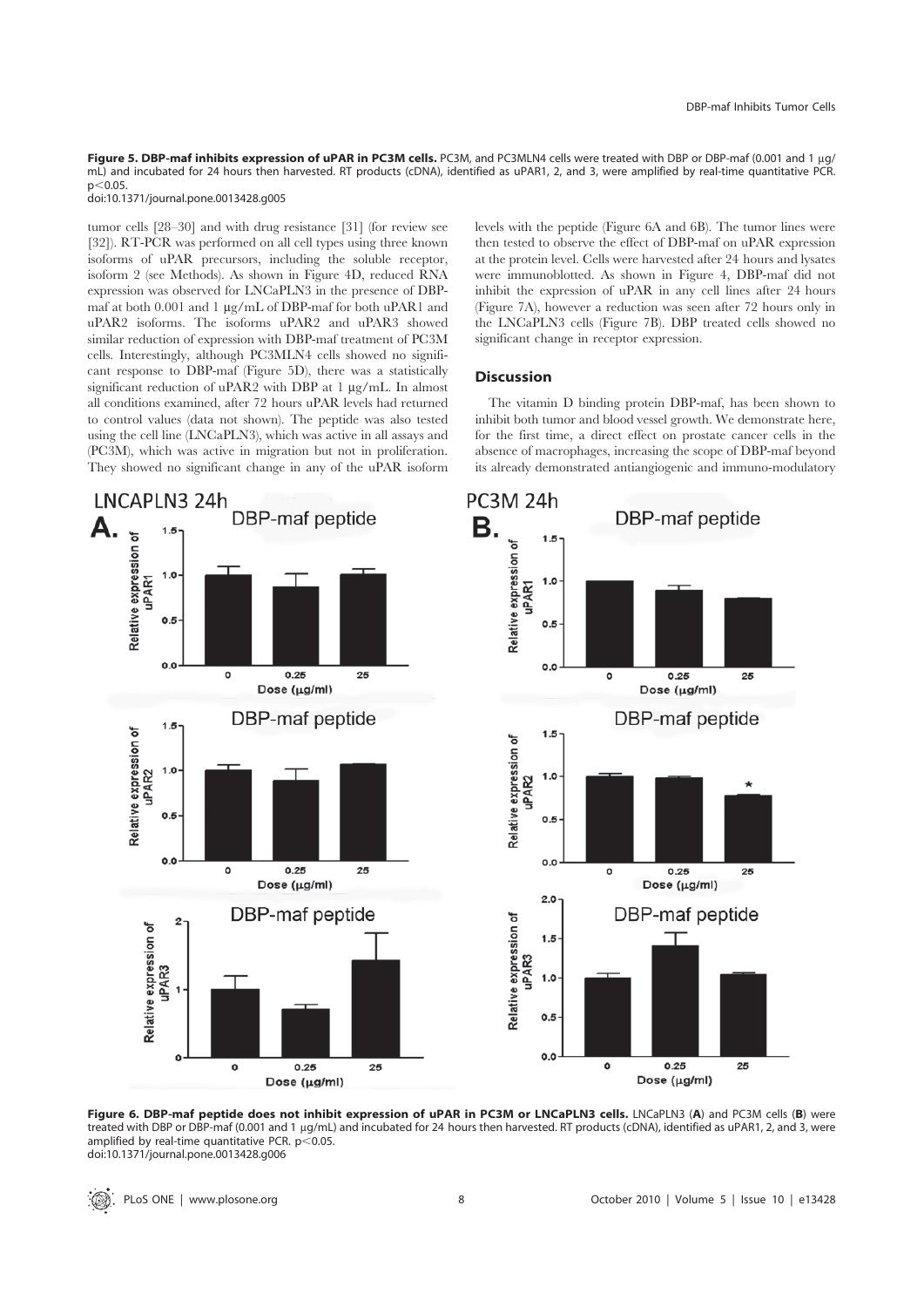**Figure 5. DBP-maf inhibits expression of uPAR in PC3M cells.** PC3M, and PC3MLN4 cells were treated with DBP or DBP-maf (0.001 and 1 µg/mL) and incubated for 24 hours then harvested. RT products (cDNA), identified as uPAR1, 2, and 3, were amplified by real-time quantitative PCR. $p<0.05$.
doi:10.1371/journal.pone.0013428.g005

tumor cells [28–30] and with drug resistance [31] (for review see [32]). RT-PCR was performed on all cell types using three known isoforms of uPAR precursors, including the soluble receptor, isoform 2 (see Methods). As shown in Figure 4D, reduced RNA expression was observed for LNCaPLN3 in the presence of DBP-maf at both 0.001 and 1 µg/mL of DBP-maf for both uPAR1 and uPAR2 isoforms. The isoforms uPAR2 and uPAR3 showed similar reduction of expression with DBP-maf treatment of PC3M cells. Interestingly, although PC3MLN4 cells showed no significant response to DBP-maf (Figure 5D), there was a statistically significant reduction of uPAR2 with DBP at 1 µg/mL. In almost all conditions examined, after 72 hours uPAR levels had returned to control values (data not shown). The peptide was also tested using the cell line (LNCaPLN3), which was active in all assays and (PC3M), which was active in migration but not in proliferation. They showed no significant change in any of the uPAR isoform levels with the peptide (Figure 6A and 6B). The tumor lines were then tested to observe the effect of DBP-maf on uPAR expression at the protein level. Cells were harvested after 24 hours and lysates were immunoblotted. As shown in Figure 4, DBP-maf did not inhibit the expression of uPAR in any cell lines after 24 hours (Figure 7A), however a reduction was seen after 72 hours only in the LNCaPLN3 cells (Figure 7B). DBP treated cells showed no significant change in receptor expression.

## Discussion

The vitamin D binding protein DBP-maf, has been shown to inhibit both tumor and blood vessel growth. We demonstrate here, for the first time, a direct effect on prostate cancer cells in the absence of macrophages, increasing the scope of DBP-maf beyond its already demonstrated antiangiogenic and immuno-modulatory

**Figure 6. DBP-maf peptide does not inhibit expression of uPAR in PC3M or LNCaPLN3 cells.** LNCaPLN3 (**A**) and PC3M cells (**B**) were treated with DBP or DBP-maf (0.001 and 1 µg/mL) and incubated for 24 hours then harvested. RT products (cDNA), identified as uPAR1, 2, and 3, were amplified by real-time quantitative PCR. $p<0.05$.
doi:10.1371/journal.pone.0013428.g006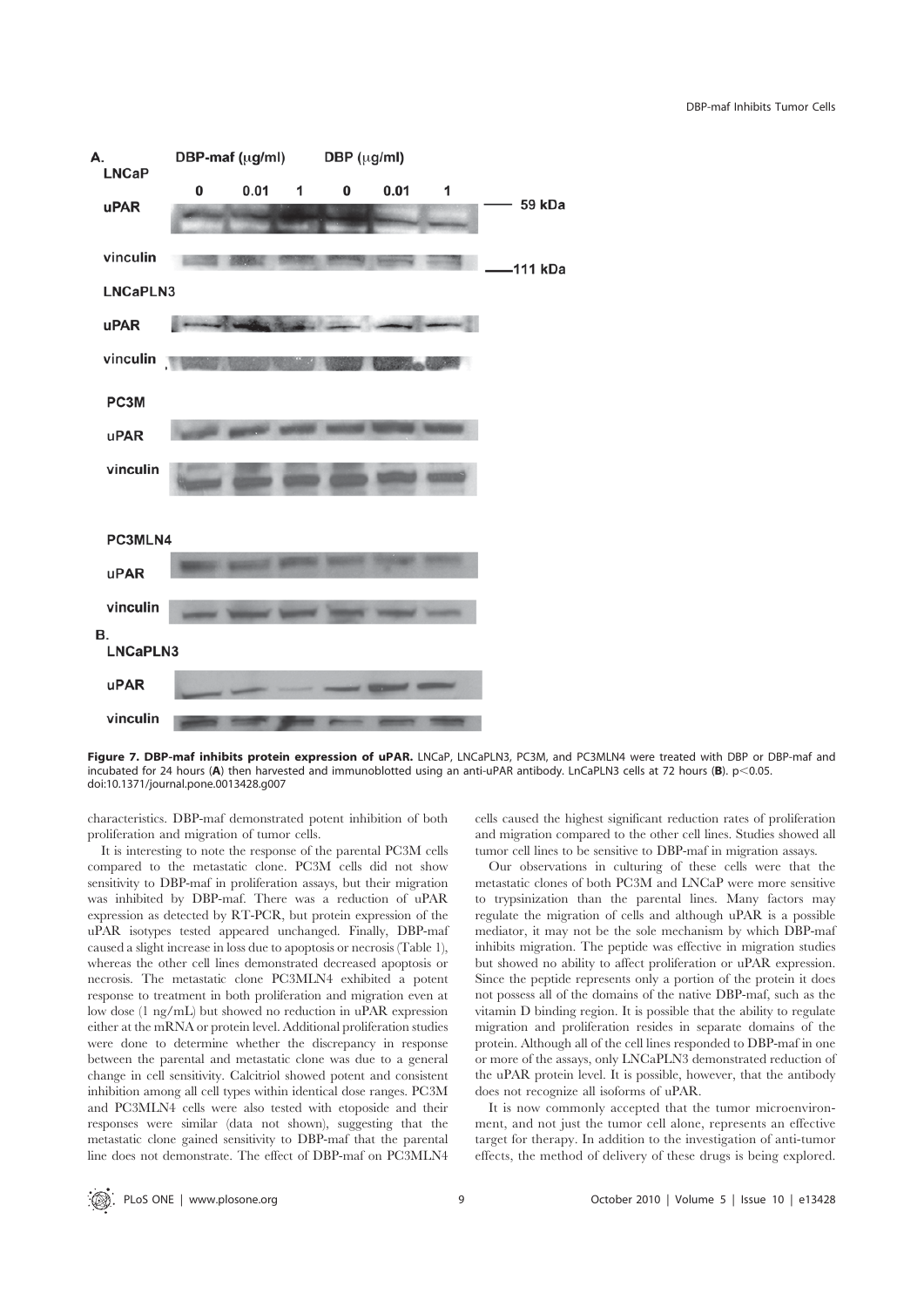**Figure 7. DBP-maf inhibits protein expression of uPAR.** LNCaP, LNCaPLN3, PC3M, and PC3MLN4 were treated with DBP or DBP-maf and incubated for 24 hours (**A**) then harvested and immunoblotted using an anti-uPAR antibody. LnCaPLN3 cells at 72 hours (**B**). $p < 0.05$.
doi:10.1371/journal.pone.0013428.g007

characteristics. DBP-maf demonstrated potent inhibition of both proliferation and migration of tumor cells.

It is interesting to note the response of the parental PC3M cells compared to the metastatic clone. PC3M cells did not show sensitivity to DBP-maf in proliferation assays, but their migration was inhibited by DBP-maf. There was a reduction of uPAR expression as detected by RT-PCR, but protein expression of the uPAR isotypes tested appeared unchanged. Finally, DBP-maf caused a slight increase in loss due to apoptosis or necrosis (Table 1), whereas the other cell lines demonstrated decreased apoptosis or necrosis. The metastatic clone PC3MLN4 exhibited a potent response to treatment in both proliferation and migration even at low dose (1 ng/mL) but showed no reduction in uPAR expression either at the mRNA or protein level. Additional proliferation studies were done to determine whether the discrepancy in response between the parental and metastatic clone was due to a general change in cell sensitivity. Calcitriol showed potent and consistent inhibition among all cell types within identical dose ranges. PC3M and PC3MLN4 cells were also tested with etoposide and their responses were similar (data not shown), suggesting that the metastatic clone gained sensitivity to DBP-maf that the parental line does not demonstrate. The effect of DBP-maf on PC3MLN4 cells caused the highest significant reduction rates of proliferation and migration compared to the other cell lines. Studies showed all tumor cell lines to be sensitive to DBP-maf in migration assays.

Our observations in culturing of these cells were that the metastatic clones of both PC3M and LNCaP were more sensitive to trypsinization than the parental lines. Many factors may regulate the migration of cells and although uPAR is a possible mediator, it may not be the sole mechanism by which DBP-maf inhibits migration. The peptide was effective in migration studies but showed no ability to affect proliferation or uPAR expression. Since the peptide represents only a portion of the protein it does not possess all of the domains of the native DBP-maf, such as the vitamin D binding region. It is possible that the ability to regulate migration and proliferation resides in separate domains of the protein. Although all of the cell lines responded to DBP-maf in one or more of the assays, only LNCaPLN3 demonstrated reduction of the uPAR protein level. It is possible, however, that the antibody does not recognize all isoforms of uPAR.

It is now commonly accepted that the tumor microenvironment, and not just the tumor cell alone, represents an effective target for therapy. In addition to the investigation of anti-tumor effects, the method of delivery of these drugs is being explored.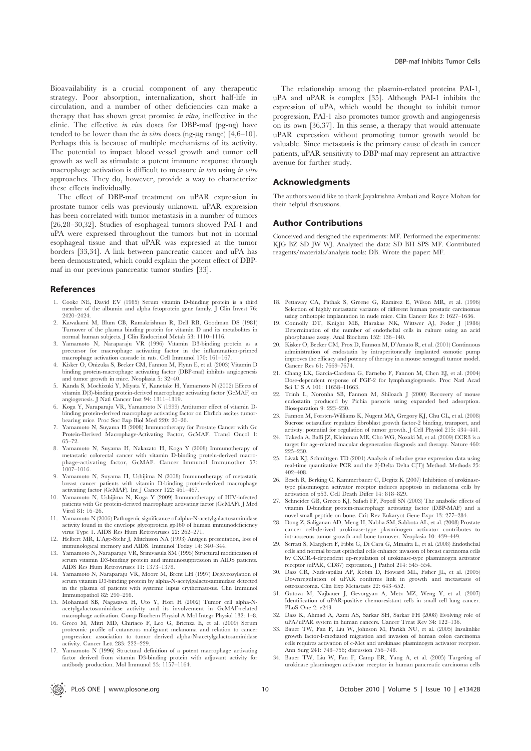Bioavailability is a crucial component of any therapeutic strategy. Poor absorption, internalization, short half-life in circulation, and a number of other deficiencies can make a therapy that has shown great promise *in vitro*, ineffective in the clinic. The effective *in vivo* doses for DBP-maf (pg-ng) have tended to be lower than the *in vitro* doses (ng-µg range) [4,6–10]. Perhaps this is because of multiple mechanisms of its activity. The potential to impact blood vessel growth and tumor cell growth as well as stimulate a potent immune response through macrophage activation is difficult to measure *in toto* using *in vitro* approaches. They do, however, provide a way to characterize these effects individually.

The effect of DBP-maf treatment on uPAR expression in prostate tumor cells was previously unknown. uPAR expression has been correlated with tumor metastasis in a number of tumors [26,28–30,32]. Studies of esophageal tumors showed PAI-1 and uPA were expressed throughout the tumors but not in normal esophageal tissue and that uPAR was expressed at the tumor borders [33,34]. A link between pancreatic cancer and uPA has been demonstrated, which could explain the potent effect of DBP-maf in our previous pancreatic tumor studies [33].

The relationship among the plasmin-related proteins PAI-1, uPA and uPAR is complex [35]. Although PAI-1 inhibits the expression of uPA, which would be thought to inhibit tumor progression, PAI-1 also promotes tumor growth and angiogenesis on its own [36,37]. In this sense, a therapy that would attenuate uPAR expression without promoting tumor growth would be valuable. Since metastasis is the primary cause of death in cancer patients, uPAR sensitivity to DBP-maf may represent an attractive avenue for further study.

## Acknowledgments

The authors would like to thank Jayakrishna Ambati and Royce Mohan for their helpful discussions.

## Author Contributions

Conceived and designed the experiments: MF. Performed the experiments: KJG BZ SD JW WJ. Analyzed the data: SD BH SPS MF. Contributed reagents/materials/analysis tools: DB. Wrote the paper: MF.

## References

1. Cooke NE, David EV (1985) Serum vitamin D-binding protein is a third member of the albumin and alpha fetoprotein gene family. J Clin Invest 76: 2420–2424.
2. Kawakami M, Blum CB, Ramakrishnan R, Dell RB, Goodman DS (1981) Turnover of the plasma binding protein for vitamin D and its metabolites in normal human subjects. J Clin Endocrinol Metab 53: 1110–1116.
3. Yamamoto N, Naraparaju VR (1996) Vitamin D3-binding protein as a precursor for macrophage activating factor in the inflammation-primed macrophage activation cascade in rats. Cell Immunol 170: 161–167.
4. Kisker O, Onizuka S, Becker CM, Fannon M, Flynn E, et al. (2003) Vitamin D binding protein-macrophage activating factor (DBP-maf) inhibits angiogenesis and tumor growth in mice. Neoplasia 5: 32–40.
5. Kanda S, Mochizuki Y, Miyata Y, Kanetake H, Yamamoto N (2002) Effects of vitamin D(3)-binding protein-derived macrophage activating factor (GcMAF) on angiogenesis. J Natl Cancer Inst 94: 1311–1319.
6. Koga Y, Naraparaju VR, Yamamoto N (1999) Antitumor effect of vitamin D-binding protein-derived macrophage activating factor on Ehrlich ascites tumor-bearing mice. Proc Soc Exp Biol Med 220: 20–26.
7. Yamamoto N, Suyama H (2008) Immunotherapy for Prostate Cancer with Gc Protein-Derived Macrophage-Activating Factor, GcMAF. Transl Oncol 1: 65–72.
8. Yamamoto N, Suyama H, Nakazato H, Koga Y (2008) Immunotherapy of metastatic colorectal cancer with vitamin D-binding protein-derived macrophage-activating factor, GcMAF. Cancer Immunol Immunother 57: 1007–1016.
9. Yamamoto N, Suyama H, Ushijima N (2008) Immunotherapy of metastatic breast cancer patients with vitamin D-binding protein-derived macrophage activating factor (GcMAF). Int J Cancer 122: 461–467.
10. Yamamoto N, Ushijima N, Koga Y (2009) Immunotherapy of HIV-infected patients with Gc protein-derived macrophage activating factor (GcMAF). J Med Virol 81: 16–26.
11. Yamamoto N (2006) Pathogenic significance of alpha-N-acetylgalactosaminidase activity found in the envelope glycoprotein gp160 of human immunodeficiency virus Type 1. AIDS Res Hum Retroviruses 22: 262–271.
12. Helbert MR, L'Age-Stehr J, Mitchison NA (1993) Antigen presentation, loss of immunological memory and AIDS. Immunol Today 14: 340–344.
13. Yamamoto N, Naraparaju VR, Srinivasula SM (1995) Structural modification of serum vitamin D3-binding protein and immunosuppression in AIDS patients. AIDS Res Hum Retroviruses 11: 1373–1378.
14. Yamamoto N, Naraparaju VR, Moore M, Brent LH (1997) Deglycosylation of serum vitamin D3-binding protein by alpha-N-acetylgalactosaminidase detected in the plasma of patients with systemic lupus erythematosus. Clin Immunol Immunopathol 82: 290–298.
15. Mohamad SB, Nagasawa H, Uto Y, Hori H (2002) Tumor cell alpha-N-acetylgalactosaminidase activity and its involvement in GcMAF-related macrophage activation. Comp Biochem Physiol A Mol Integr Physiol 132: 1–8.
16. Greco M, Mitri MD, Chiriaco F, Leo G, Brienza E, et al. (2009) Serum proteomic profile of cutaneous malignant melanoma and relation to cancer progression: association to tumor derived alpha-N-acetylgalactosaminidase activity. Cancer Lett 283: 222–229.
17. Yamamoto N (1996) Structural definition of a potent macrophage activating factor derived from vitamin D3-binding protein with adjuvant activity for antibody production. Mol Immunol 33: 1157–1164.
18. Pettaway CA, Pathak S, Greene G, Ramirez E, Wilson MR, et al. (1996) Selection of highly metastatic variants of different human prostatic carcinomas using orthotopic implantation in nude mice. Clin Cancer Res 2: 1627–1636.
19. Connolly DT, Knight MB, Harakas NK, Wittwer AJ, Feder J (1986) Determination of the number of endothelial cells in culture using an acid phosphatase assay. Anal Biochem 152: 136–140.
20. Kisker O, Becker CM, Prox D, Fannon M, D'Amato R, et al. (2001) Continuous administration of endostatin by intraperitoneally implanted osmotic pump improves the efficacy and potency of therapy in a mouse xenograft tumor model. Cancer Res 61: 7669–7674.
21. Chang LK, Garcia-Cardena G, Farnebo F, Fannon M, Chen EJ, et al. (2004) Dose-dependent response of FGF-2 for lymphangiogenesis. Proc Natl Acad Sci U S A 101: 11658–11663.
22. Trinh L, Noronha SB, Fannon M, Shiloach J (2000) Recovery of mouse endostatin produced by Pichia pastoris using expanded bed adsorption. Bioseparation 9: 223–230.
23. Fannon M, Forsten-Williams K, Nugent MA, Gregory KJ, Chu CL, et al. (2008) Sucrose octasulfate regulates fibroblast growth factor-2 binding, transport, and activity: potential for regulation of tumor growth. J Cell Physiol 215: 434–441.
24. Takeda A, Baffi JZ, Kleinman ME, Cho WG, Nozaki M, et al. (2009) CCR3 is a target for age-related macular degeneration diagnosis and therapy. Nature 460: 225–230.
25. Livak KJ, Schmittgen TD (2001) Analysis of relative gene expression data using real-time quantitative PCR and the 2(-Delta Delta C(T)) Method. Methods 25: 402–408.
26. Besch R, Berking C, Kammerbauer C, Degitz K (2007) Inhibition of urokinase-type plasminogen activator receptor induces apoptosis in melanoma cells by activation of p53. Cell Death Differ 14: 818–829.
27. Schneider GB, Grecco KJ, Safadi FF, Popoff SN (2003) The anabolic effects of vitamin D-binding protein-macrophage activating factor (DBP-MAF) and a novel small peptide on bone. Crit Rev Eukaryot Gene Expr 13: 277–284.
28. Dong Z, Saliganan AD, Meng H, Nabha SM, Sabbota AL, et al. (2008) Prostate cancer cell-derived urokinase-type plasminogen activator contributes to intraosseous tumor growth and bone turnover. Neoplasia 10: 439–449.
29. Serrati S, Margheri F, Fibbi G, Di Cara G, Minafra L, et al. (2008) Endothelial cells and normal breast epithelial cells enhance invasion of breast carcinoma cells by CXCR-4-dependent up-regulation of urokinase-type plasminogen activator receptor (uPAR, CD87) expression. J Pathol 214: 545–554.
30. Dass CR, Nadesapillai AP, Robin D, Howard ML, Fisher JL, et al. (2005) Downregulation of uPAR confirms link in growth and metastasis of osteosarcoma. Clin Exp Metastasis 22: 643–652.
31. Gutova M, Najbauer J, Gevorgyan A, Metz MZ, Weng Y, et al. (2007) Identification of uPAR-positive chemoresistant cells in small cell lung cancer. PLoS One 2: e243.
32. Dass K, Ahmad A, Azmi AS, Sarkar SH, Sarkar FH (2008) Evolving role of uPA/uPAR system in human cancers. Cancer Treat Rev 34: 122–136.
33. Bauer TW, Fan F, Liu W, Johnson M, Parikh NU, et al. (2005) Insulinlike growth factor-I-mediated migration and invasion of human colon carcinoma cells requires activation of c-Met and urokinase plasminogen activator receptor. Ann Surg 241: 748–756; discussion 756–748.
34. Bauer TW, Liu W, Fan F, Camp ER, Yang A, et al. (2005) Targeting of urokinase plasminogen activator receptor in human pancreatic carcinoma cells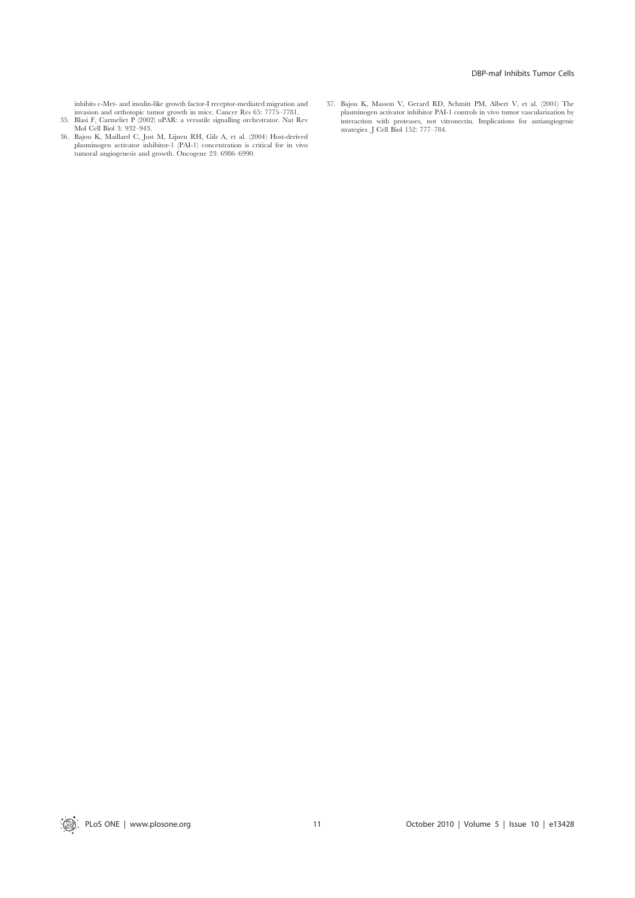inhibits c-Met- and insulin-like growth factor-I receptor-mediated migration and invasion and orthotopic tumor growth in mice. Cancer Res 65: 7775–7781.

35. Blasi F, Carmeliet P (2002) uPAR: a versatile signalling orchestrator. Nat Rev Mol Cell Biol 3: 932–943.
36. Bajou K, Maillard C, Jost M, Lijnen RH, Gils A, et al. (2004) Host-derived plasminogen activator inhibitor-1 (PAI-1) concentration is critical for in vivo tumoral angiogenesis and growth. Oncogene 23: 6986–6990.
37. Bajou K, Masson V, Gerard RD, Schmitt PM, Albert V, et al. (2001) The plasminogen activator inhibitor PAI-1 controls in vivo tumor vascularization by interaction with proteases, not vitronectin. Implications for antiangiogenic strategies. J Cell Biol 152: 777–784.